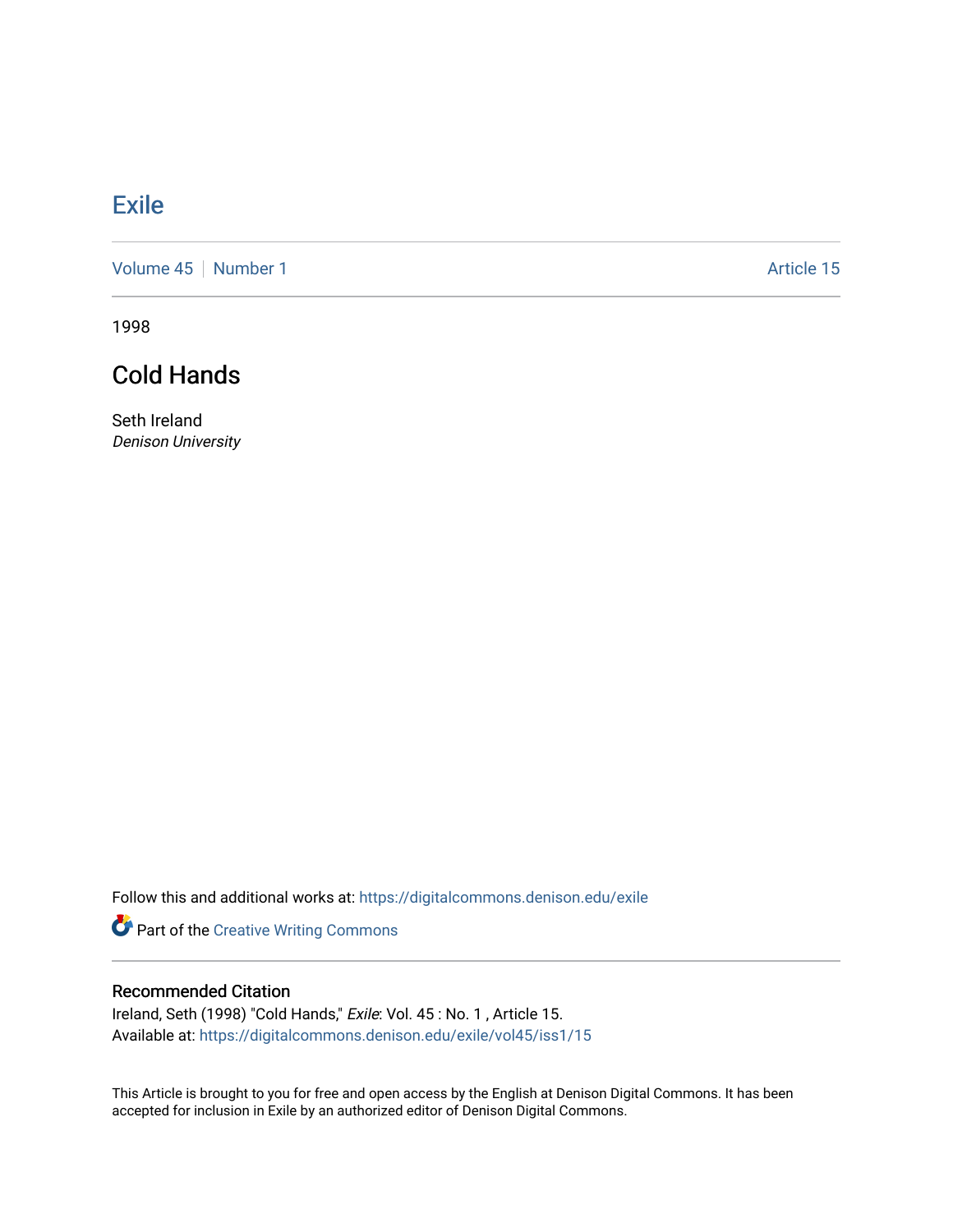# Exile

Volume 45 | Number 1 | Article 15

1998

## Cold Hands

Seth Ireland
*Denison University*

Follow this and additional works at: https://digitalcommons.denison.edu/exile

Part of the Creative Writing Commons

### Recommended Citation

Ireland, Seth (1998) "Cold Hands," *Exile*: Vol. 45 : No. 1 , Article 15.
Available at: https://digitalcommons.denison.edu/exile/vol45/iss1/15

This Article is brought to you for free and open access by the English at Denison Digital Commons. It has been accepted for inclusion in Exile by an authorized editor of Denison Digital Commons.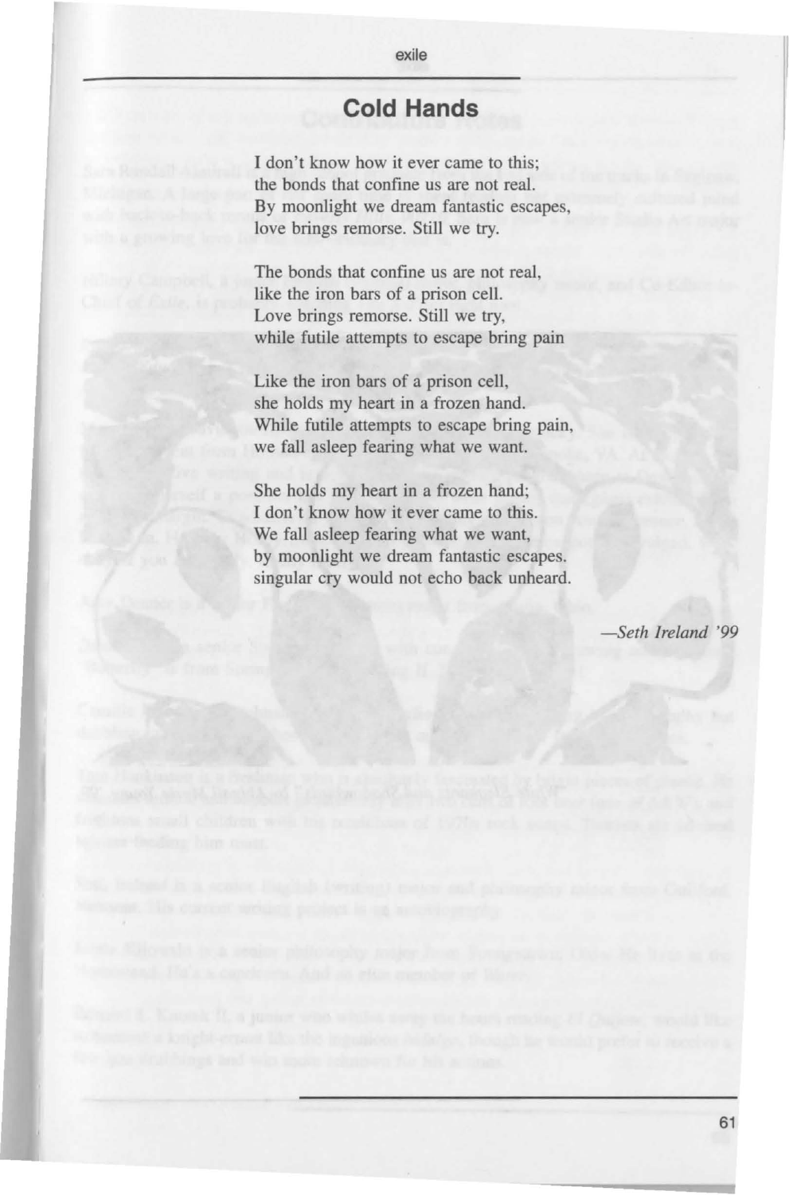## Cold Hands

I don't know how it ever came to this;
the bonds that confine us are not real.
By moonlight we dream fantastic escapes,
love brings remorse. Still we try.

The bonds that confine us are not real,
like the iron bars of a prison cell.
Love brings remorse. Still we try,
while futile attempts to escape bring pain

Like the iron bars of a prison cell,
she holds my heart in a frozen hand.
While futile attempts to escape bring pain,
we fall asleep fearing what we want.

She holds my heart in a frozen hand;
I don't know how it ever came to this.
We fall asleep fearing what we want,
by moonlight we dream fantastic escapes.
singular cry would not echo back unheard.

*—Seth Ireland '99*